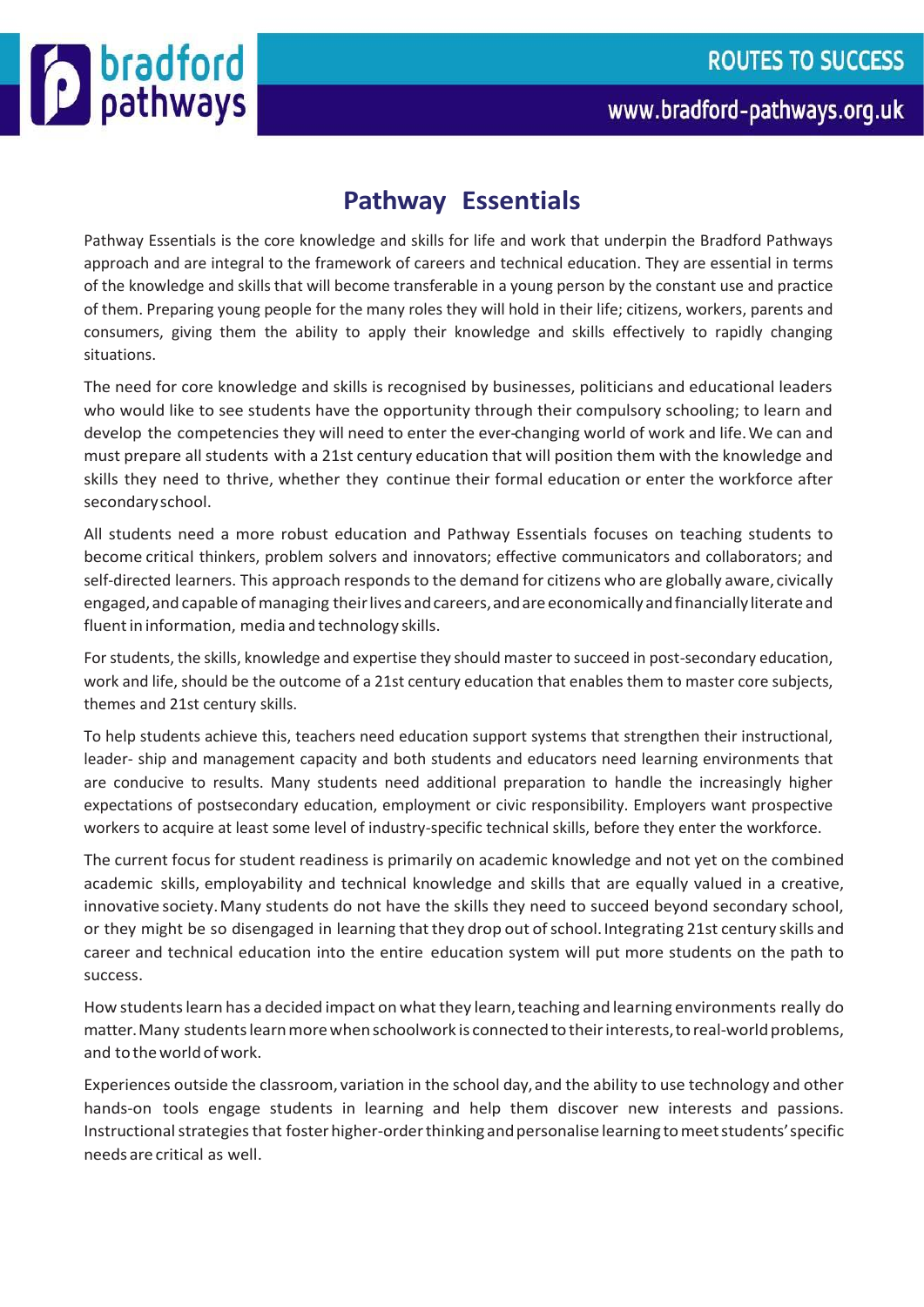# Pathway Essentials

Pathway Essentials is the core knowledge and skills for life and work that underpin the Bradford Pathways approach and are integral to the framework of careers and technical education. They are essential in terms of the knowledge and skills that will become transferable in a young person by the constant use and practice of them. Preparing young people for the many roles they will hold in their life; citizens, workers, parents and consumers, giving them the ability to apply their knowledge and skills effectively to rapidly changing situations.

The need for core knowledge and skills is recognised by businesses, politicians and educational leaders who would like to see students have the opportunity through their compulsory schooling; to learn and develop the competencies they will need to enter the ever-changing world of work and life. We can and must prepare all students with a 21st century education that will position them with the knowledge and skills they need to thrive, whether they continue their formal education or enter the workforce after secondary school.

All students need a more robust education and Pathway Essentials focuses on teaching students to become critical thinkers, problem solvers and innovators; effective communicators and collaborators; and self-directed learners. This approach responds to the demand for citizens who are globally aware, civically engaged, and capable of managing their lives and careers, and are economically and financially literate and fluent in information, media and technology skills.

For students, the skills, knowledge and expertise they should master to succeed in post-secondary education, work and life, should be the outcome of a 21st century education that enables them to master core subjects, themes and 21st century skills.

To help students achieve this, teachers need education support systems that strengthen their instructional, leader- ship and management capacity and both students and educators need learning environments that are conducive to results. Many students need additional preparation to handle the increasingly higher expectations of postsecondary education, employment or civic responsibility. Employers want prospective workers to acquire at least some level of industry-specific technical skills, before they enter the workforce.

The current focus for student readiness is primarily on academic knowledge and not yet on the combined academic skills, employability and technical knowledge and skills that are equally valued in a creative, innovative society. Many students do not have the skills they need to succeed beyond secondary school, or they might be so disengaged in learning that they drop out of school. Integrating 21st century skills and career and technical education into the entire education system will put more students on the path to success.

How students learn has a decided impact on what they learn, teaching and learning environments really do matter. Many students learn more when schoolwork is connected to their interests, to real-world problems, and to the world of work.

Experiences outside the classroom, variation in the school day, and the ability to use technology and other hands-on tools engage students in learning and help them discover new interests and passions. Instructional strategies that foster higher-order thinking and personalise learning to meet students' specific needs are critical as well.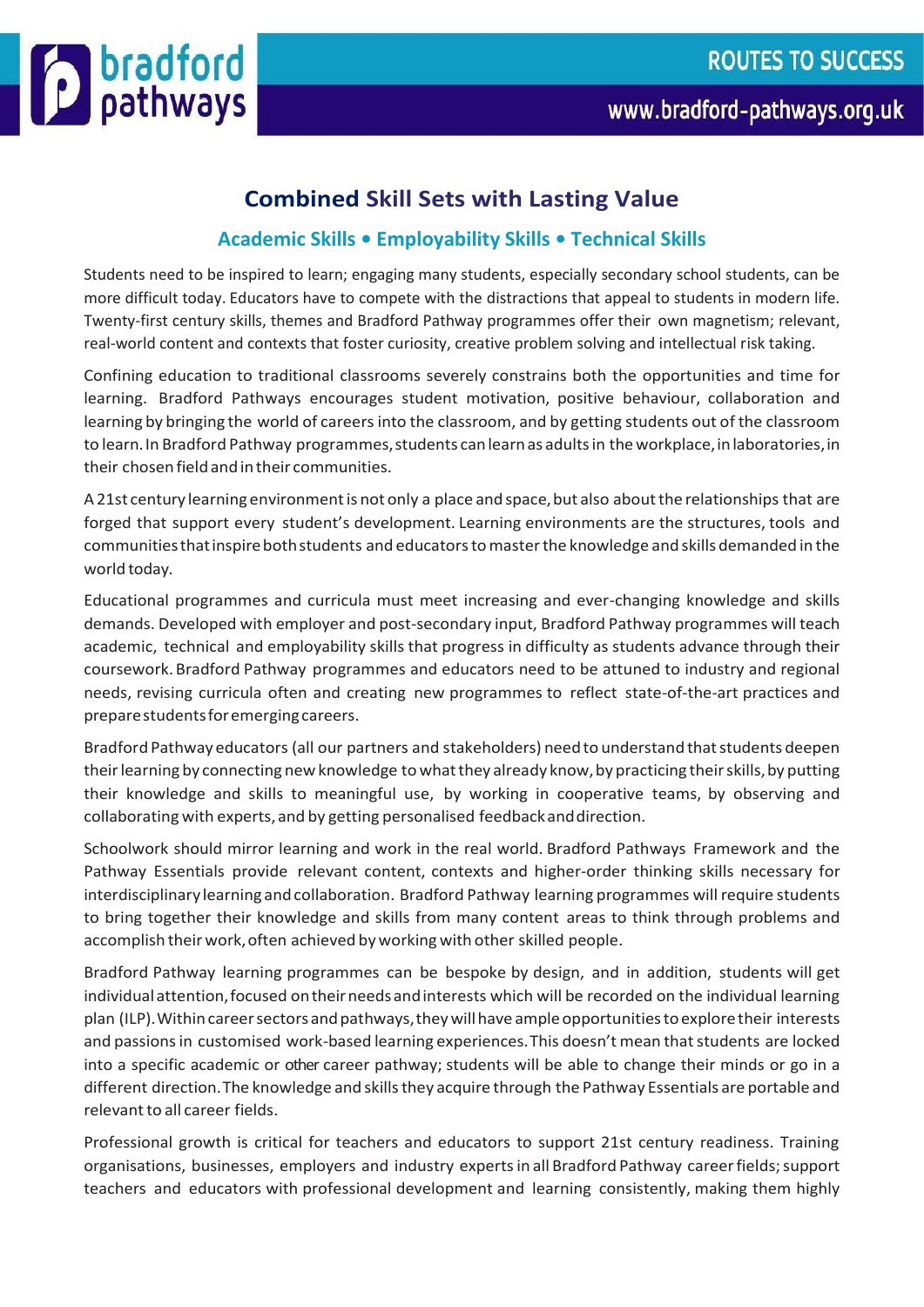## Combined Skill Sets with Lasting Value

### Academic Skills • Employability Skills • Technical Skills

Students need to be inspired to learn; engaging many students, especially secondary school students, can be more difficult today. Educators have to compete with the distractions that appeal to students in modern life. Twenty-first century skills, themes and Bradford Pathway programmes offer their own magnetism; relevant, real-world content and contexts that foster curiosity, creative problem solving and intellectual risk taking.

Confining education to traditional classrooms severely constrains both the opportunities and time for learning. Bradford Pathways encourages student motivation, positive behaviour, collaboration and learning by bringing the world of careers into the classroom, and by getting students out of the classroom to learn. In Bradford Pathway programmes, students can learn as adults in the workplace, in laboratories, in their chosen field and in their communities.

A 21st century learning environment is not only a place and space, but also about the relationships that are forged that support every student's development. Learning environments are the structures, tools and communities that inspire both students and educators to master the knowledge and skills demanded in the world today.

Educational programmes and curricula must meet increasing and ever-changing knowledge and skills demands. Developed with employer and post-secondary input, Bradford Pathway programmes will teach academic, technical and employability skills that progress in difficulty as students advance through their coursework. Bradford Pathway programmes and educators need to be attuned to industry and regional needs, revising curricula often and creating new programmes to reflect state-of-the-art practices and prepare students for emerging careers.

Bradford Pathway educators (all our partners and stakeholders) need to understand that students deepen their learning by connecting new knowledge to what they already know, by practicing their skills, by putting their knowledge and skills to meaningful use, by working in cooperative teams, by observing and collaborating with experts, and by getting personalised feedback and direction.

Schoolwork should mirror learning and work in the real world. Bradford Pathways Framework and the Pathway Essentials provide relevant content, contexts and higher-order thinking skills necessary for interdisciplinary learning and collaboration. Bradford Pathway learning programmes will require students to bring together their knowledge and skills from many content areas to think through problems and accomplish their work, often achieved by working with other skilled people.

Bradford Pathway learning programmes can be bespoke by design, and in addition, students will get individual attention, focused on their needs and interests which will be recorded on the individual learning plan (ILP). Within career sectors and pathways, they will have ample opportunities to explore their interests and passions in customised work-based learning experiences. This doesn't mean that students are locked into a specific academic or other career pathway; students will be able to change their minds or go in a different direction. The knowledge and skills they acquire through the Pathway Essentials are portable and relevant to all career fields.

Professional growth is critical for teachers and educators to support 21st century readiness. Training organisations, businesses, employers and industry experts in all Bradford Pathway career fields; support teachers and educators with professional development and learning consistently, making them highly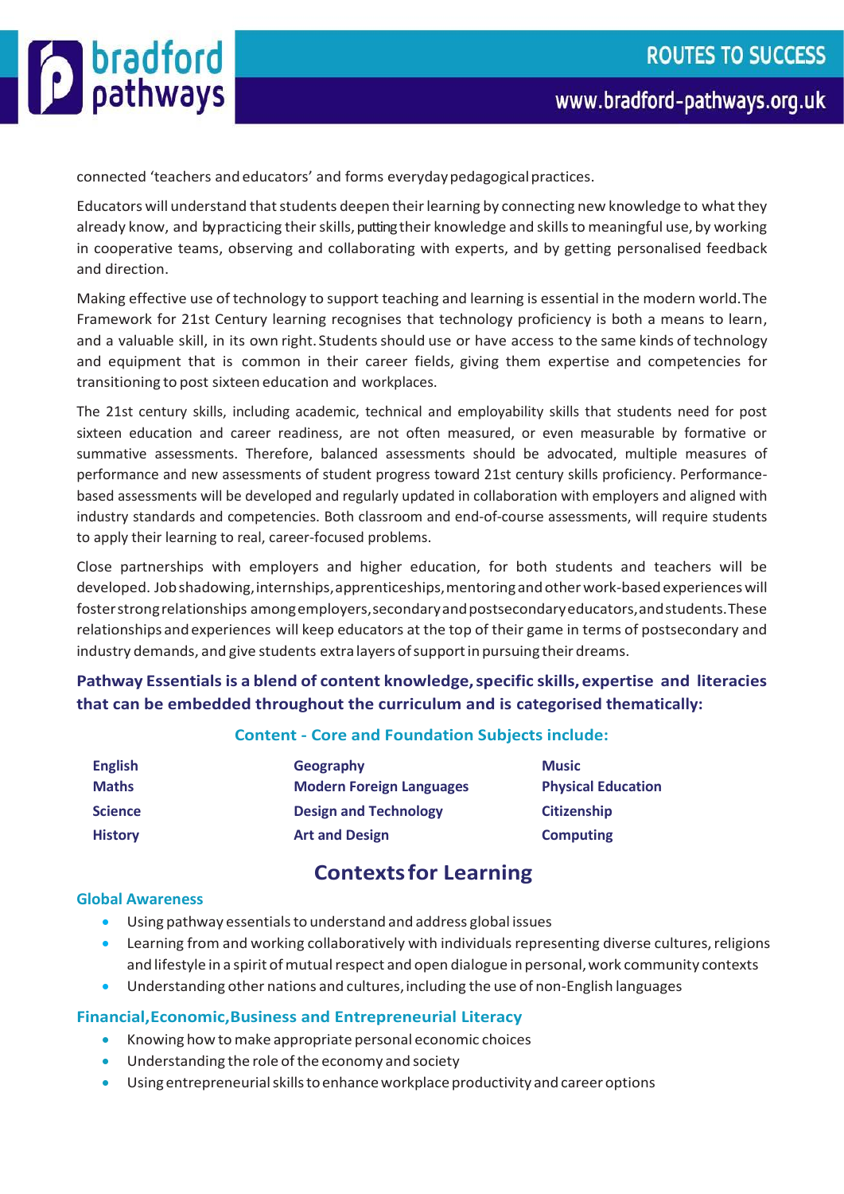connected 'teachers and educators' and forms everyday pedagogical practices.

Educators will understand that students deepen their learning by connecting new knowledge to what they already know, and by practicing their skills, putting their knowledge and skills to meaningful use, by working in cooperative teams, observing and collaborating with experts, and by getting personalised feedback and direction.

Making effective use of technology to support teaching and learning is essential in the modern world. The Framework for 21st Century learning recognises that technology proficiency is both a means to learn, and a valuable skill, in its own right. Students should use or have access to the same kinds of technology and equipment that is common in their career fields, giving them expertise and competencies for transitioning to post sixteen education and workplaces.

The 21st century skills, including academic, technical and employability skills that students need for post sixteen education and career readiness, are not often measured, or even measurable by formative or summative assessments. Therefore, balanced assessments should be advocated, multiple measures of performance and new assessments of student progress toward 21st century skills proficiency. Performance-based assessments will be developed and regularly updated in collaboration with employers and aligned with industry standards and competencies. Both classroom and end-of-course assessments, will require students to apply their learning to real, career-focused problems.

Close partnerships with employers and higher education, for both students and teachers will be developed. Job shadowing, internships, apprenticeships, mentoring and other work-based experiences will foster strong relationships among employers, secondary and postsecondary educators, and students. These relationships and experiences will keep educators at the top of their game in terms of postsecondary and industry demands, and give students extra layers of support in pursuing their dreams.

**Pathway Essentials is a blend of content knowledge, specific skills, expertise and literacies that can be embedded throughout the curriculum and is categorised thematically:**

### Content - Core and Foundation Subjects include:

| | | |
|---|---|---|
| **English** | **Geography** | **Music** |
| **Maths** | **Modern Foreign Languages** | **Physical Education** |
| **Science** | **Design and Technology** | **Citizenship** |
| **History** | **Art and Design** | **Computing** |

## Contexts for Learning

### Global Awareness

- Using pathway essentials to understand and address global issues
- Learning from and working collaboratively with individuals representing diverse cultures, religions and lifestyle in a spirit of mutual respect and open dialogue in personal, work community contexts
- Understanding other nations and cultures, including the use of non-English languages

### Financial, Economic, Business and Entrepreneurial Literacy

- Knowing how to make appropriate personal economic choices
- Understanding the role of the economy and society
- Using entrepreneurial skills to enhance workplace productivity and career options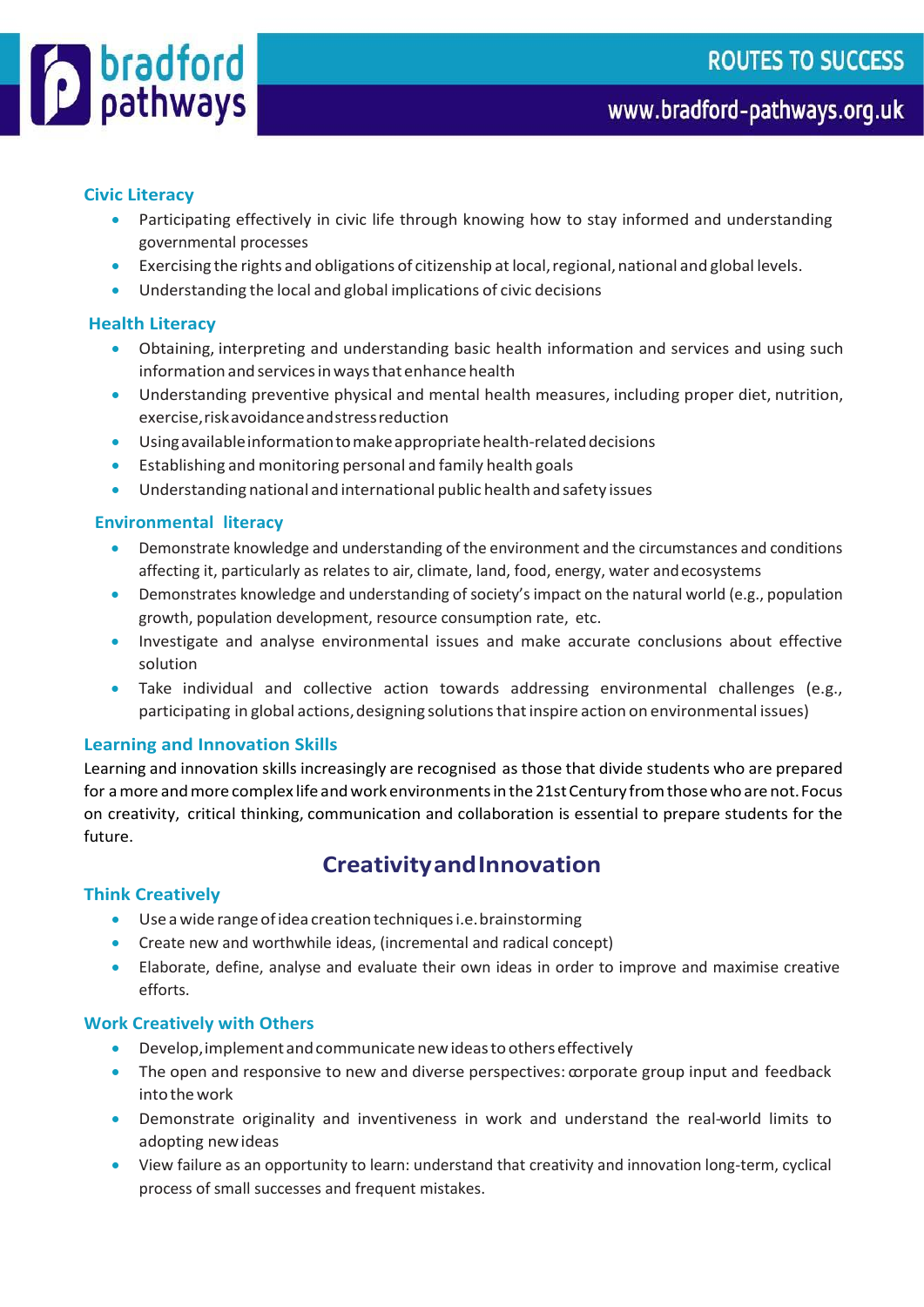### Civic Literacy

- Participating effectively in civic life through knowing how to stay informed and understanding governmental processes
- Exercising the rights and obligations of citizenship at local, regional, national and global levels.
- Understanding the local and global implications of civic decisions

### Health Literacy

- Obtaining, interpreting and understanding basic health information and services and using such information and services in ways that enhance health
- Understanding preventive physical and mental health measures, including proper diet, nutrition, exercise, risk avoidance and stress reduction
- Using available information to make appropriate health-related decisions
- Establishing and monitoring personal and family health goals
- Understanding national and international public health and safety issues

### Environmental literacy

- Demonstrate knowledge and understanding of the environment and the circumstances and conditions affecting it, particularly as relates to air, climate, land, food, energy, water and ecosystems
- Demonstrates knowledge and understanding of society's impact on the natural world (e.g., population growth, population development, resource consumption rate, etc.
- Investigate and analyse environmental issues and make accurate conclusions about effective solution
- Take individual and collective action towards addressing environmental challenges (e.g., participating in global actions, designing solutions that inspire action on environmental issues)

### Learning and Innovation Skills

Learning and innovation skills increasingly are recognised as those that divide students who are prepared for a more and more complex life and work environments in the 21st Century from those who are not. Focus on creativity, critical thinking, communication and collaboration is essential to prepare students for the future.

## Creativity and Innovation

### Think Creatively

- Use a wide range of idea creation techniques i.e. brainstorming
- Create new and worthwhile ideas, (incremental and radical concept)
- Elaborate, define, analyse and evaluate their own ideas in order to improve and maximise creative efforts.

### Work Creatively with Others

- Develop, implement and communicate new ideas to others effectively
- The open and responsive to new and diverse perspectives: corporate group input and feedback into the work
- Demonstrate originality and inventiveness in work and understand the real-world limits to adopting new ideas
- View failure as an opportunity to learn: understand that creativity and innovation long-term, cyclical process of small successes and frequent mistakes.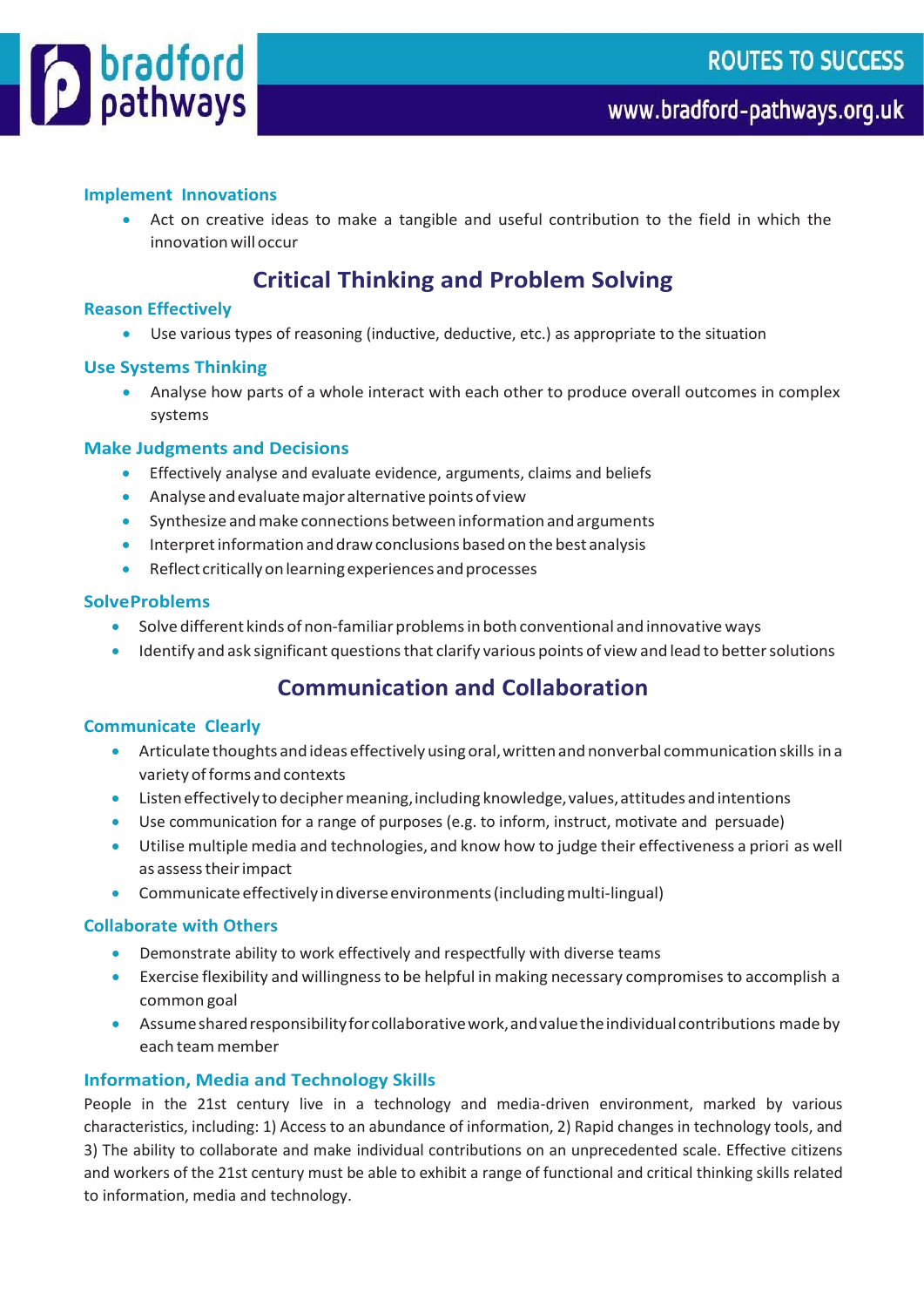### Implement Innovations

- Act on creative ideas to make a tangible and useful contribution to the field in which the innovation will occur

## Critical Thinking and Problem Solving

### Reason Effectively

- Use various types of reasoning (inductive, deductive, etc.) as appropriate to the situation

### Use Systems Thinking

- Analyse how parts of a whole interact with each other to produce overall outcomes in complex systems

### Make Judgments and Decisions

- Effectively analyse and evaluate evidence, arguments, claims and beliefs
- Analyse and evaluate major alternative points of view
- Synthesize and make connections between information and arguments
- Interpret information and draw conclusions based on the best analysis
- Reflect critically on learning experiences and processes

### SolveProblems

- Solve different kinds of non-familiar problems in both conventional and innovative ways
- Identify and ask significant questions that clarify various points of view and lead to better solutions

## Communication and Collaboration

### Communicate Clearly

- Articulate thoughts and ideas effectively using oral, written and nonverbal communication skills in a variety of forms and contexts
- Listen effectively to decipher meaning, including knowledge, values, attitudes and intentions
- Use communication for a range of purposes (e.g. to inform, instruct, motivate and persuade)
- Utilise multiple media and technologies, and know how to judge their effectiveness a priori as well as assess their impact
- Communicate effectively in diverse environments (including multi-lingual)

### Collaborate with Others

- Demonstrate ability to work effectively and respectfully with diverse teams
- Exercise flexibility and willingness to be helpful in making necessary compromises to accomplish a common goal
- Assume shared responsibility for collaborative work, and value the individual contributions made by each team member

### Information, Media and Technology Skills

People in the 21st century live in a technology and media-driven environment, marked by various characteristics, including: 1) Access to an abundance of information, 2) Rapid changes in technology tools, and 3) The ability to collaborate and make individual contributions on an unprecedented scale. Effective citizens and workers of the 21st century must be able to exhibit a range of functional and critical thinking skills related to information, media and technology.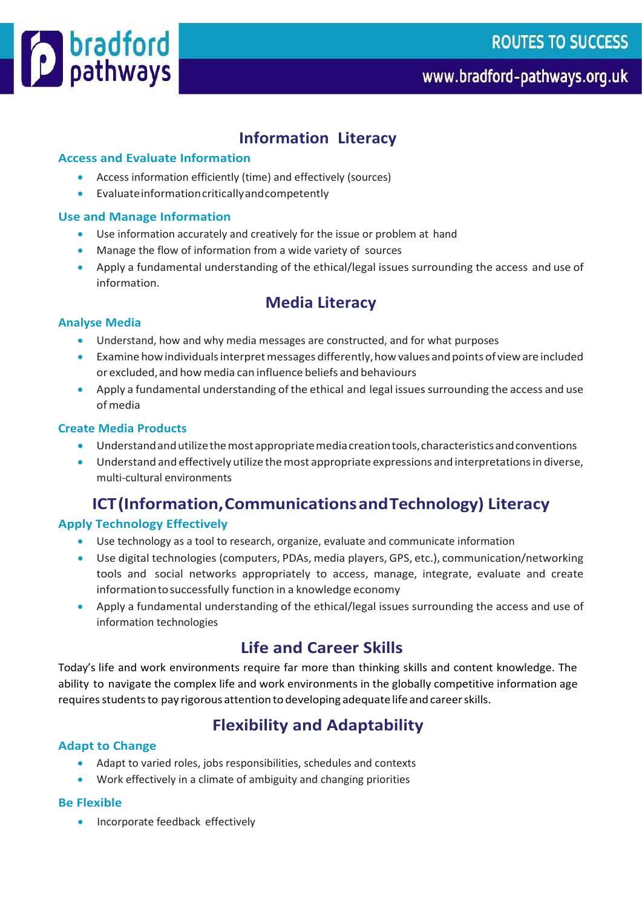## Information Literacy

### Access and Evaluate Information

- Access information efficiently (time) and effectively (sources)
- Evaluate information critically and competently

### Use and Manage Information

- Use information accurately and creatively for the issue or problem at hand
- Manage the flow of information from a wide variety of sources
- Apply a fundamental understanding of the ethical/legal issues surrounding the access and use of information.

## Media Literacy

### Analyse Media

- Understand, how and why media messages are constructed, and for what purposes
- Examine how individuals interpret messages differently, how values and points of view are included or excluded, and how media can influence beliefs and behaviours
- Apply a fundamental understanding of the ethical and legal issues surrounding the access and use of media

### Create Media Products

- Understand and utilize the most appropriate media creation tools, characteristics and conventions
- Understand and effectively utilize the most appropriate expressions and interpretations in diverse, multi-cultural environments

## ICT (Information, Communications and Technology) Literacy

### Apply Technology Effectively

- Use technology as a tool to research, organize, evaluate and communicate information
- Use digital technologies (computers, PDAs, media players, GPS, etc.), communication/networking tools and social networks appropriately to access, manage, integrate, evaluate and create information to successfully function in a knowledge economy
- Apply a fundamental understanding of the ethical/legal issues surrounding the access and use of information technologies

## Life and Career Skills

Today's life and work environments require far more than thinking skills and content knowledge. The ability to navigate the complex life and work environments in the globally competitive information age requires students to pay rigorous attention to developing adequate life and career skills.

## Flexibility and Adaptability

### Adapt to Change

- Adapt to varied roles, jobs responsibilities, schedules and contexts
- Work effectively in a climate of ambiguity and changing priorities

### Be Flexible

- Incorporate feedback effectively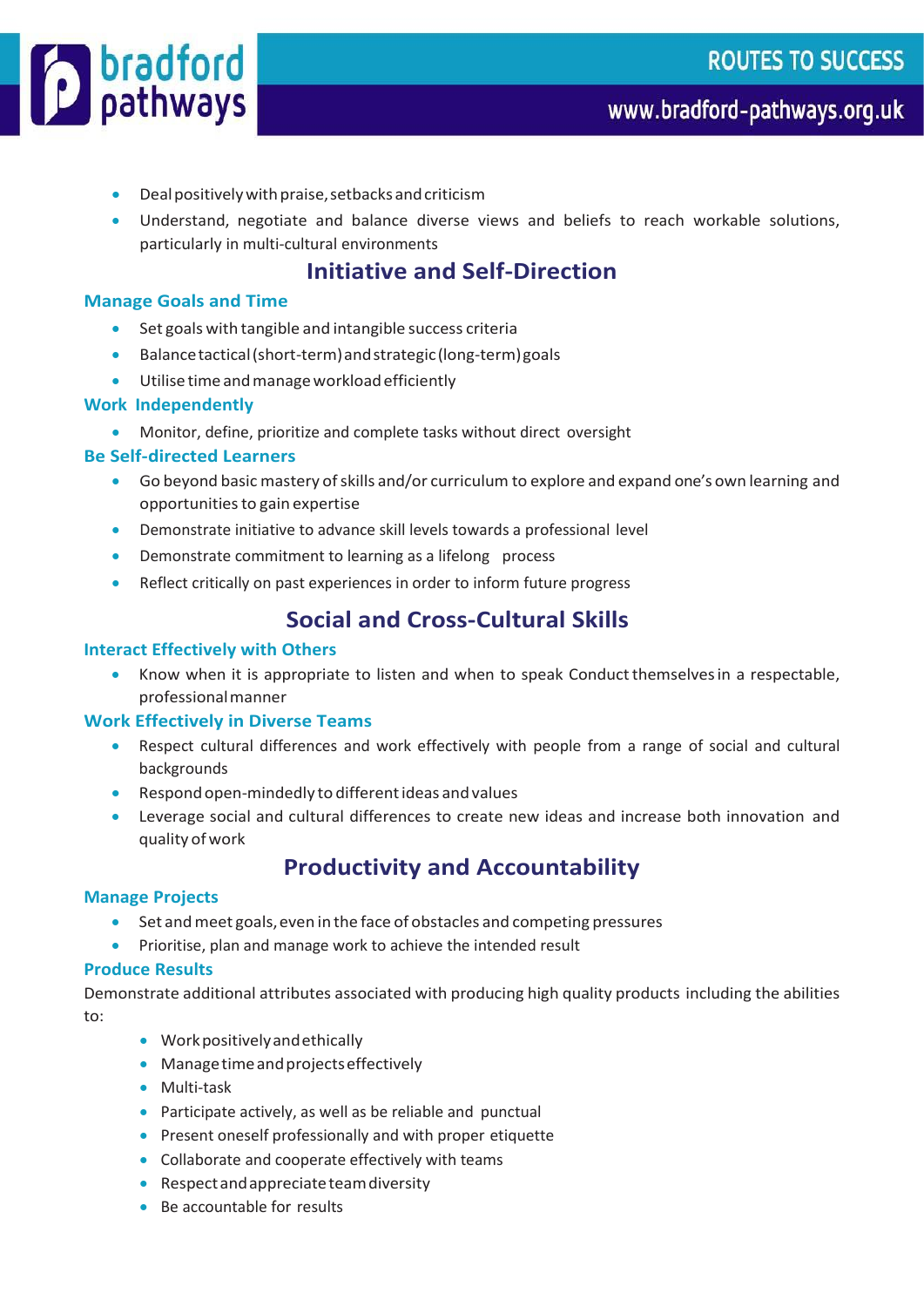- Deal positively with praise, setbacks and criticism
- Understand, negotiate and balance diverse views and beliefs to reach workable solutions, particularly in multi-cultural environments

## Initiative and Self-Direction

### Manage Goals and Time

- Set goals with tangible and intangible success criteria
- Balance tactical (short-term) and strategic (long-term) goals
- Utilise time and manage workload efficiently

### Work Independently

- Monitor, define, prioritize and complete tasks without direct oversight

### Be Self-directed Learners

- Go beyond basic mastery of skills and/or curriculum to explore and expand one's own learning and opportunities to gain expertise
- Demonstrate initiative to advance skill levels towards a professional level
- Demonstrate commitment to learning as a lifelong process
- Reflect critically on past experiences in order to inform future progress

## Social and Cross-Cultural Skills

### Interact Effectively with Others

- Know when it is appropriate to listen and when to speak Conduct themselves in a respectable, professional manner

### Work Effectively in Diverse Teams

- Respect cultural differences and work effectively with people from a range of social and cultural backgrounds
- Respond open-mindedly to different ideas and values
- Leverage social and cultural differences to create new ideas and increase both innovation and quality of work

## Productivity and Accountability

### Manage Projects

- Set and meet goals, even in the face of obstacles and competing pressures
- Prioritise, plan and manage work to achieve the intended result

### Produce Results

Demonstrate additional attributes associated with producing high quality products including the abilities to:

- Work positively and ethically
- Manage time and projects effectively
- Multi-task
- Participate actively, as well as be reliable and punctual
- Present oneself professionally and with proper etiquette
- Collaborate and cooperate effectively with teams
- Respect and appreciate team diversity
- Be accountable for results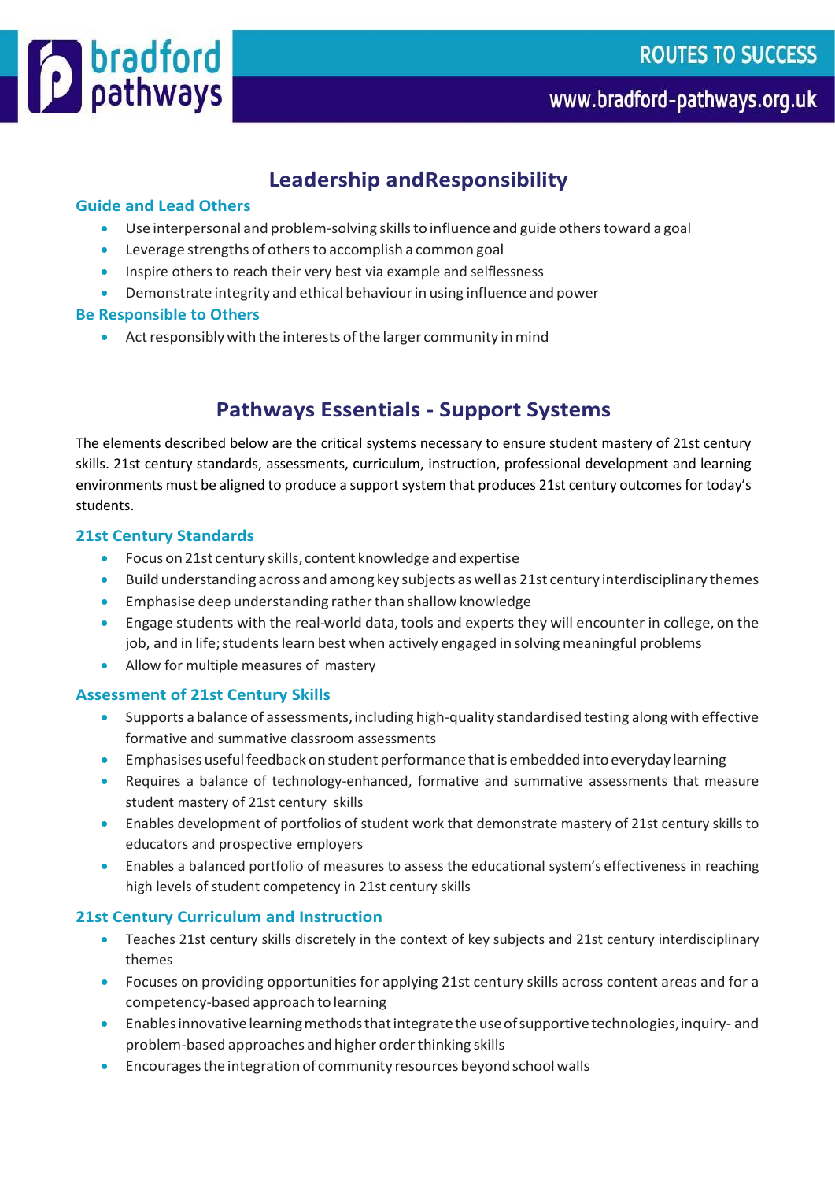## Leadership andResponsibility

### Guide and Lead Others

- Use interpersonal and problem-solving skills to influence and guide others toward a goal
- Leverage strengths of others to accomplish a common goal
- Inspire others to reach their very best via example and selflessness
- Demonstrate integrity and ethical behaviour in using influence and power

### Be Responsible to Others

- Act responsibly with the interests of the larger community in mind

## Pathways Essentials - Support Systems

The elements described below are the critical systems necessary to ensure student mastery of 21st century skills. 21st century standards, assessments, curriculum, instruction, professional development and learning environments must be aligned to produce a support system that produces 21st century outcomes for today's students.

### 21st Century Standards

- Focus on 21st century skills, content knowledge and expertise
- Build understanding across and among key subjects as well as 21st century interdisciplinary themes
- Emphasise deep understanding rather than shallow knowledge
- Engage students with the real-world data, tools and experts they will encounter in college, on the job, and in life; students learn best when actively engaged in solving meaningful problems
- Allow for multiple measures of mastery

### Assessment of 21st Century Skills

- Supports a balance of assessments, including high-quality standardised testing along with effective formative and summative classroom assessments
- Emphasises useful feedback on student performance that is embedded into everyday learning
- Requires a balance of technology-enhanced, formative and summative assessments that measure student mastery of 21st century skills
- Enables development of portfolios of student work that demonstrate mastery of 21st century skills to educators and prospective employers
- Enables a balanced portfolio of measures to assess the educational system's effectiveness in reaching high levels of student competency in 21st century skills

### 21st Century Curriculum and Instruction

- Teaches 21st century skills discretely in the context of key subjects and 21st century interdisciplinary themes
- Focuses on providing opportunities for applying 21st century skills across content areas and for a competency-based approach to learning
- Enables innovative learning methods that integrate the use of supportive technologies, inquiry- and problem-based approaches and higher order thinking skills
- Encourages the integration of community resources beyond school walls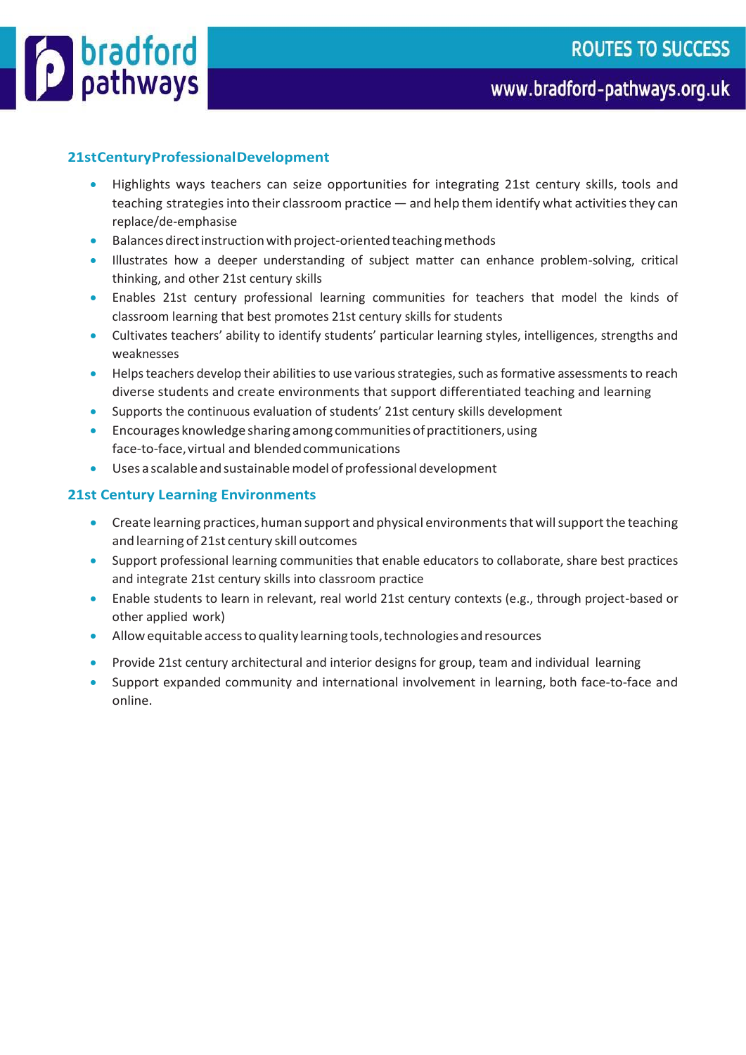## 21st Century Professional Development

- Highlights ways teachers can seize opportunities for integrating 21st century skills, tools and teaching strategies into their classroom practice — and help them identify what activities they can replace/de-emphasise
- Balances direct instruction with project-oriented teaching methods
- Illustrates how a deeper understanding of subject matter can enhance problem-solving, critical thinking, and other 21st century skills
- Enables 21st century professional learning communities for teachers that model the kinds of classroom learning that best promotes 21st century skills for students
- Cultivates teachers' ability to identify students' particular learning styles, intelligences, strengths and weaknesses
- Helps teachers develop their abilities to use various strategies, such as formative assessments to reach diverse students and create environments that support differentiated teaching and learning
- Supports the continuous evaluation of students' 21st century skills development
- Encourages knowledge sharing among communities of practitioners, using face-to-face, virtual and blended communications
- Uses a scalable and sustainable model of professional development

## 21st Century Learning Environments

- Create learning practices, human support and physical environments that will support the teaching and learning of 21st century skill outcomes
- Support professional learning communities that enable educators to collaborate, share best practices and integrate 21st century skills into classroom practice
- Enable students to learn in relevant, real world 21st century contexts (e.g., through project-based or other applied work)
- Allow equitable access to quality learning tools, technologies and resources
- Provide 21st century architectural and interior designs for group, team and individual learning
- Support expanded community and international involvement in learning, both face-to-face and online.